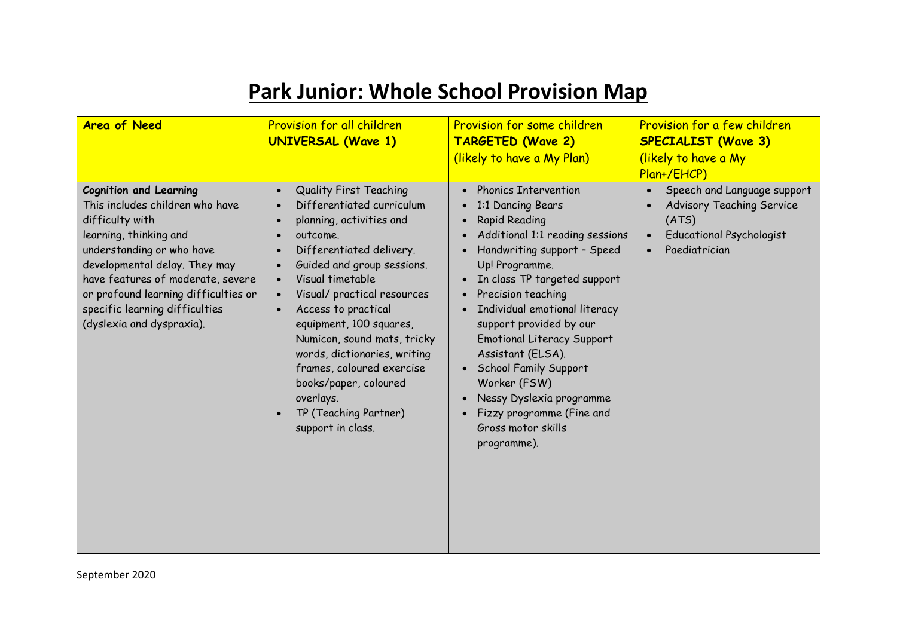# Park Junior: Whole School Provision Map

| **Area of Need** | Provision for all children **UNIVERSAL (Wave 1)** | Provision for some children **TARGETED (Wave 2)** (likely to have a My Plan) | Provision for a few children **SPECIALIST (Wave 3)** (likely to have a My Plan+/EHCP) |
|---|---|---|---|
| **Cognition and Learning** This includes children who have difficulty with learning, thinking and understanding or who have developmental delay. They may have features of moderate, severe or profound learning difficulties or specific learning difficulties (dyslexia and dyspraxia). | • Quality First Teaching<br>• Differentiated curriculum<br>• planning, activities and<br>• outcome.<br>• Differentiated delivery.<br>• Guided and group sessions.<br>• Visual timetable<br>• Visual/ practical resources<br>• Access to practical equipment, 100 squares, Numicon, sound mats, tricky words, dictionaries, writing frames, coloured exercise books/paper, coloured overlays.<br>• TP (Teaching Partner) support in class. | • Phonics Intervention<br>• 1:1 Dancing Bears<br>• Rapid Reading<br>• Additional 1:1 reading sessions<br>• Handwriting support - Speed Up! Programme.<br>• In class TP targeted support<br>• Precision teaching<br>• Individual emotional literacy support provided by our Emotional Literacy Support Assistant (ELSA).<br>• School Family Support Worker (FSW)<br>• Nessy Dyslexia programme<br>• Fizzy programme (Fine and Gross motor skills programme). | • Speech and Language support<br>• Advisory Teaching Service (ATS)<br>• Educational Psychologist<br>• Paediatrician |

September 2020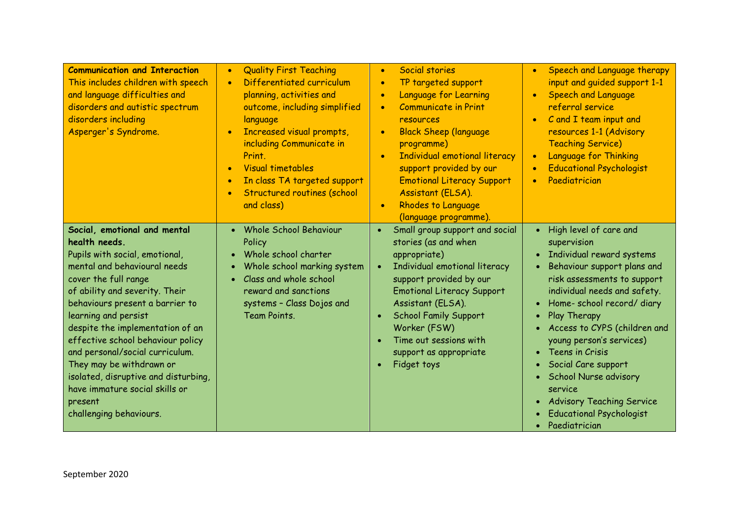| | | | |
|---|---|---|---|
| **Communication and Interaction**<br>This includes children with speech and language difficulties and disorders and autistic spectrum disorders including Asperger's Syndrome. | • Quality First Teaching<br>• Differentiated curriculum planning, activities and outcome, including simplified language<br>• Increased visual prompts, including Communicate in Print.<br>• Visual timetables<br>• In class TA targeted support<br>• Structured routines (school and class) | • Social stories<br>• TP targeted support<br>• Language for Learning<br>• Communicate in Print resources<br>• Black Sheep (language programme)<br>• Individual emotional literacy support provided by our Emotional Literacy Support Assistant (ELSA).<br>• Rhodes to Language (language programme). | • Speech and Language therapy input and guided support 1-1<br>• Speech and Language referral service<br>• C and I team input and resources 1-1 (Advisory Teaching Service)<br>• Language for Thinking<br>• Educational Psychologist<br>• Paediatrician |
| **Social, emotional and mental health needs.**<br>Pupils with social, emotional, mental and behavioural needs cover the full range of ability and severity. Their behaviours present a barrier to learning and persist despite the implementation of an effective school behaviour policy and personal/social curriculum. They may be withdrawn or isolated, disruptive and disturbing, have immature social skills or present challenging behaviours. | • Whole School Behaviour Policy<br>• Whole school charter<br>• Whole school marking system<br>• Class and whole school reward and sanctions systems – Class Dojos and Team Points. | • Small group support and social stories (as and when appropriate)<br>• Individual emotional literacy support provided by our Emotional Literacy Support Assistant (ELSA).<br>• School Family Support Worker (FSW)<br>• Time out sessions with support as appropriate<br>• Fidget toys | • High level of care and supervision<br>• Individual reward systems<br>• Behaviour support plans and risk assessments to support individual needs and safety.<br>• Home- school record/ diary<br>• Play Therapy<br>• Access to CYPS (children and young person's services)<br>• Teens in Crisis<br>• Social Care support<br>• School Nurse advisory service<br>• Advisory Teaching Service<br>• Educational Psychologist<br>• Paediatrician |

September 2020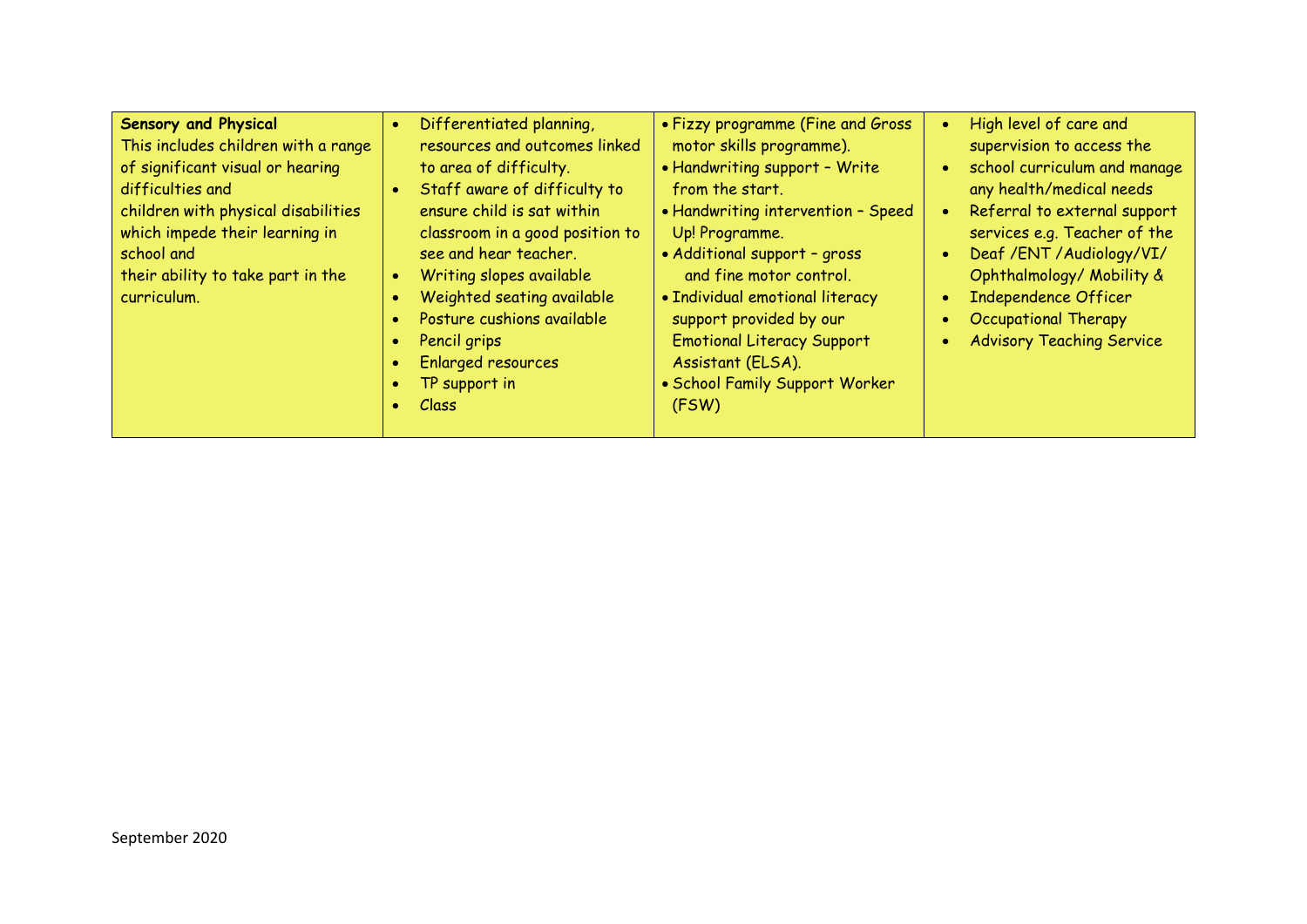| | | | |
|---|---|---|---|
| **Sensory and Physical**<br>This includes children with a range of significant visual or hearing difficulties and<br>children with physical disabilities which impede their learning in school and<br>their ability to take part in the curriculum. | • Differentiated planning, resources and outcomes linked to area of difficulty.<br>• Staff aware of difficulty to ensure child is sat within classroom in a good position to see and hear teacher.<br>• Writing slopes available<br>• Weighted seating available<br>• Posture cushions available<br>• Pencil grips<br>• Enlarged resources<br>• TP support in<br>• Class | • Fizzy programme (Fine and Gross motor skills programme).<br>• Handwriting support – Write from the start.<br>• Handwriting intervention – Speed Up! Programme.<br>• Additional support – gross and fine motor control.<br>• Individual emotional literacy support provided by our Emotional Literacy Support Assistant (ELSA).<br>• School Family Support Worker (FSW) | • High level of care and supervision to access the<br>• school curriculum and manage any health/medical needs<br>• Referral to external support services e.g. Teacher of the<br>• Deaf /ENT /Audiology/VI/ Ophthalmology/ Mobility &<br>• Independence Officer<br>• Occupational Therapy<br>• Advisory Teaching Service |

September 2020